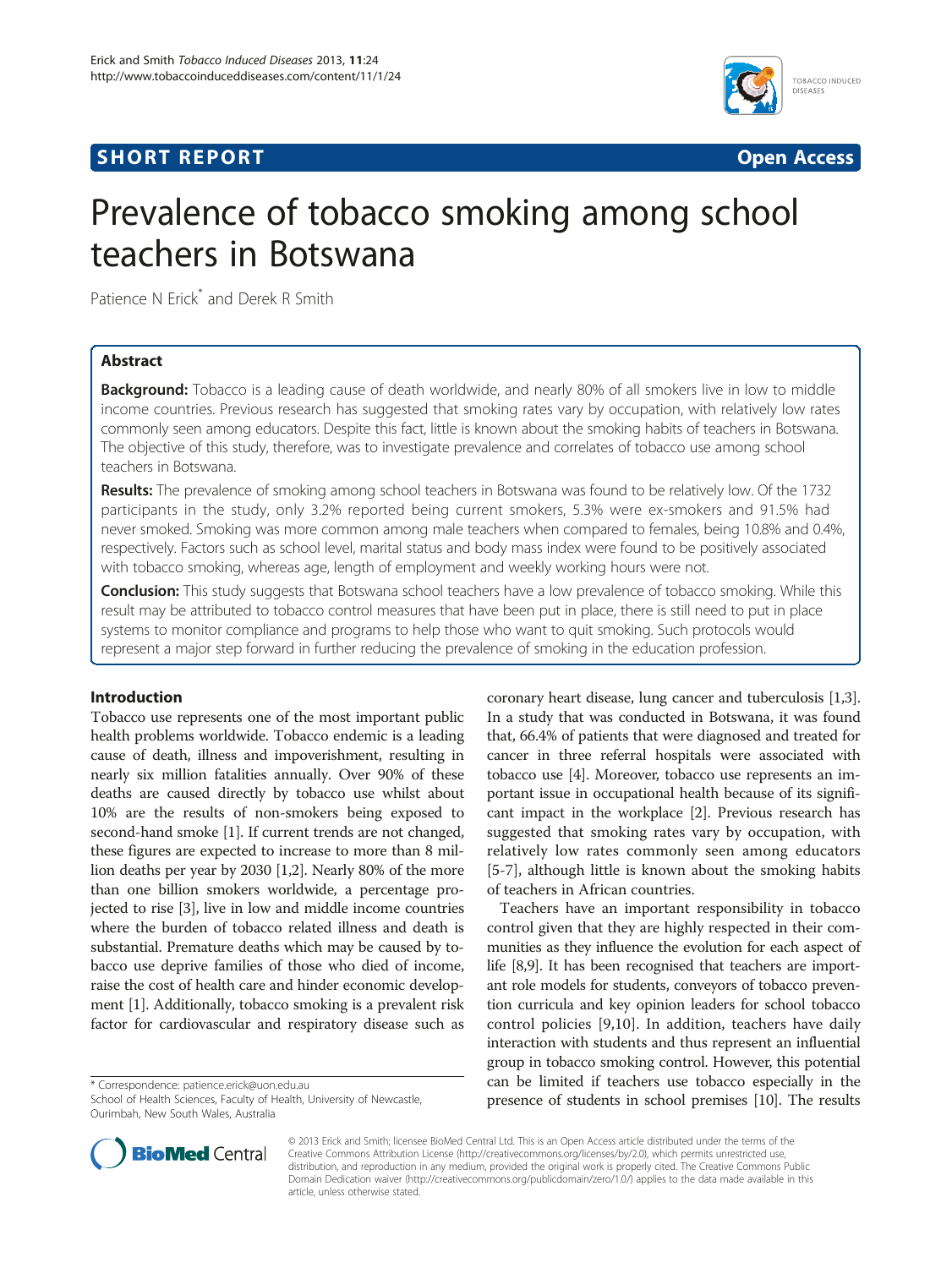**SHORT REPORT** **Open Access**

# Prevalence of tobacco smoking among school teachers in Botswana

Patience N Erick* and Derek R Smith

## Abstract

**Background:** Tobacco is a leading cause of death worldwide, and nearly 80% of all smokers live in low to middle income countries. Previous research has suggested that smoking rates vary by occupation, with relatively low rates commonly seen among educators. Despite this fact, little is known about the smoking habits of teachers in Botswana. The objective of this study, therefore, was to investigate prevalence and correlates of tobacco use among school teachers in Botswana.

**Results:** The prevalence of smoking among school teachers in Botswana was found to be relatively low. Of the 1732 participants in the study, only 3.2% reported being current smokers, 5.3% were ex-smokers and 91.5% had never smoked. Smoking was more common among male teachers when compared to females, being 10.8% and 0.4%, respectively. Factors such as school level, marital status and body mass index were found to be positively associated with tobacco smoking, whereas age, length of employment and weekly working hours were not.

**Conclusion:** This study suggests that Botswana school teachers have a low prevalence of tobacco smoking. While this result may be attributed to tobacco control measures that have been put in place, there is still need to put in place systems to monitor compliance and programs to help those who want to quit smoking. Such protocols would represent a major step forward in further reducing the prevalence of smoking in the education profession.

## Introduction

Tobacco use represents one of the most important public health problems worldwide. Tobacco endemic is a leading cause of death, illness and impoverishment, resulting in nearly six million fatalities annually. Over 90% of these deaths are caused directly by tobacco use whilst about 10% are the results of non-smokers being exposed to second-hand smoke [1]. If current trends are not changed, these figures are expected to increase to more than 8 million deaths per year by 2030 [1,2]. Nearly 80% of the more than one billion smokers worldwide, a percentage projected to rise [3], live in low and middle income countries where the burden of tobacco related illness and death is substantial. Premature deaths which may be caused by tobacco use deprive families of those who died of income, raise the cost of health care and hinder economic development [1]. Additionally, tobacco smoking is a prevalent risk factor for cardiovascular and respiratory disease such as coronary heart disease, lung cancer and tuberculosis [1,3]. In a study that was conducted in Botswana, it was found that, 66.4% of patients that were diagnosed and treated for cancer in three referral hospitals were associated with tobacco use [4]. Moreover, tobacco use represents an important issue in occupational health because of its significant impact in the workplace [2]. Previous research has suggested that smoking rates vary by occupation, with relatively low rates commonly seen among educators [5-7], although little is known about the smoking habits of teachers in African countries.

Teachers have an important responsibility in tobacco control given that they are highly respected in their communities as they influence the evolution for each aspect of life [8,9]. It has been recognised that teachers are important role models for students, conveyors of tobacco prevention curricula and key opinion leaders for school tobacco control policies [9,10]. In addition, teachers have daily interaction with students and thus represent an influential group in tobacco smoking control. However, this potential can be limited if teachers use tobacco especially in the presence of students in school premises [10]. The results

\* Correspondence: patience.erick@uon.edu.au
School of Health Sciences, Faculty of Health, University of Newcastle, Ourimbah, New South Wales, Australia

© 2013 Erick and Smith; licensee BioMed Central Ltd. This is an Open Access article distributed under the terms of the Creative Commons Attribution License (http://creativecommons.org/licenses/by/2.0), which permits unrestricted use, distribution, and reproduction in any medium, provided the original work is properly cited. The Creative Commons Public Domain Dedication waiver (http://creativecommons.org/publicdomain/zero/1.0/) applies to the data made available in this article, unless otherwise stated.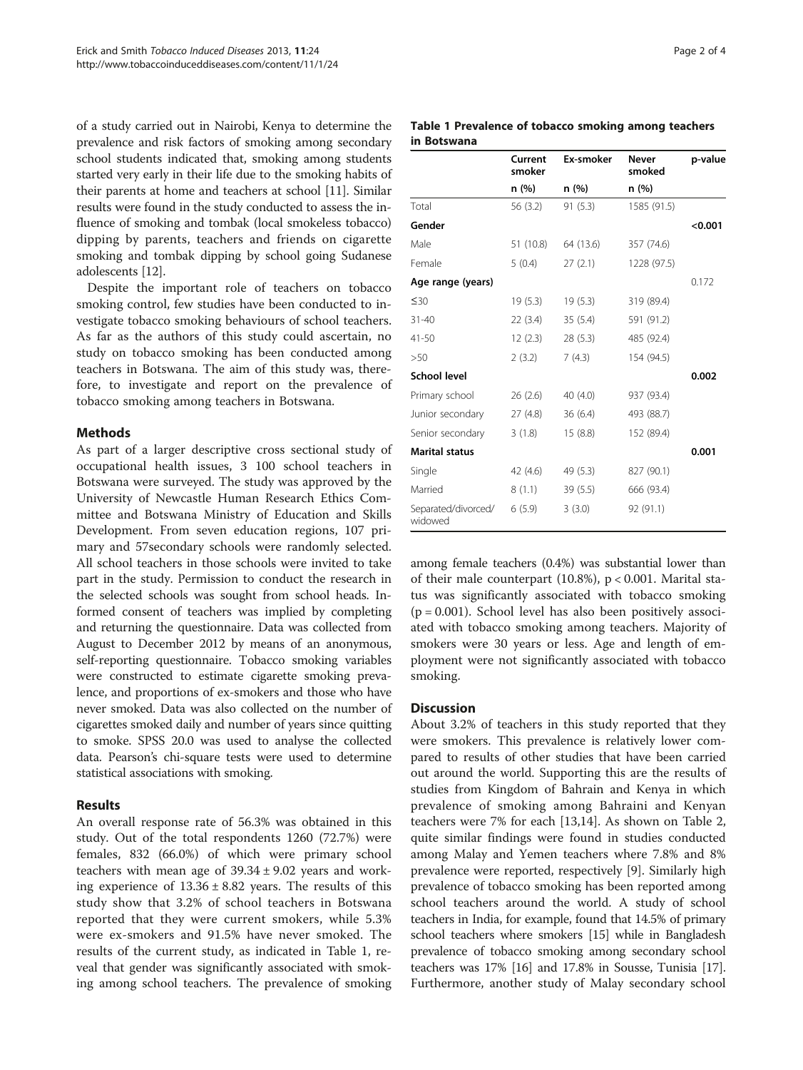of a study carried out in Nairobi, Kenya to determine the prevalence and risk factors of smoking among secondary school students indicated that, smoking among students started very early in their life due to the smoking habits of their parents at home and teachers at school [11]. Similar results were found in the study conducted to assess the influence of smoking and tombak (local smokeless tobacco) dipping by parents, teachers and friends on cigarette smoking and tombak dipping by school going Sudanese adolescents [12].

Despite the important role of teachers on tobacco smoking control, few studies have been conducted to investigate tobacco smoking behaviours of school teachers. As far as the authors of this study could ascertain, no study on tobacco smoking has been conducted among teachers in Botswana. The aim of this study was, therefore, to investigate and report on the prevalence of tobacco smoking among teachers in Botswana.

## Methods

As part of a larger descriptive cross sectional study of occupational health issues, 3 100 school teachers in Botswana were surveyed. The study was approved by the University of Newcastle Human Research Ethics Committee and Botswana Ministry of Education and Skills Development. From seven education regions, 107 primary and 57secondary schools were randomly selected. All school teachers in those schools were invited to take part in the study. Permission to conduct the research in the selected schools was sought from school heads. Informed consent of teachers was implied by completing and returning the questionnaire. Data was collected from August to December 2012 by means of an anonymous, self-reporting questionnaire. Tobacco smoking variables were constructed to estimate cigarette smoking prevalence, and proportions of ex-smokers and those who have never smoked. Data was also collected on the number of cigarettes smoked daily and number of years since quitting to smoke. SPSS 20.0 was used to analyse the collected data. Pearson's chi-square tests were used to determine statistical associations with smoking.

## Results

An overall response rate of 56.3% was obtained in this study. Out of the total respondents 1260 (72.7%) were females, 832 (66.0%) of which were primary school teachers with mean age of $39.34 \pm 9.02$ years and working experience of $13.36 \pm 8.82$ years. The results of this study show that 3.2% of school teachers in Botswana reported that they were current smokers, while 5.3% were ex-smokers and 91.5% have never smoked. The results of the current study, as indicated in Table 1, reveal that gender was significantly associated with smoking among school teachers. The prevalence of smoking among female teachers (0.4%) was substantial lower than of their male counterpart (10.8%), $p < 0.001$. Marital status was significantly associated with tobacco smoking ($p = 0.001$). School level has also been positively associated with tobacco smoking among teachers. Majority of smokers were 30 years or less. Age and length of employment were not significantly associated with tobacco smoking.

**Table 1 Prevalence of tobacco smoking among teachers in Botswana**

| | Current smoker | Ex-smoker | Never smoked | p-value |
|---|---|---|---|---|
| | n (%) | n (%) | n (%) | |
| Total | 56 (3.2) | 91 (5.3) | 1585 (91.5) | |
| **Gender** | | | | **<0.001** |
| Male | 51 (10.8) | 64 (13.6) | 357 (74.6) | |
| Female | 5 (0.4) | 27 (2.1) | 1228 (97.5) | |
| **Age range (years)** | | | | 0.172 |
| ≤30 | 19 (5.3) | 19 (5.3) | 319 (89.4) | |
| 31-40 | 22 (3.4) | 35 (5.4) | 591 (91.2) | |
| 41-50 | 12 (2.3) | 28 (5.3) | 485 (92.4) | |
| >50 | 2 (3.2) | 7 (4.3) | 154 (94.5) | |
| **School level** | | | | **0.002** |
| Primary school | 26 (2.6) | 40 (4.0) | 937 (93.4) | |
| Junior secondary | 27 (4.8) | 36 (6.4) | 493 (88.7) | |
| Senior secondary | 3 (1.8) | 15 (8.8) | 152 (89.4) | |
| **Marital status** | | | | **0.001** |
| Single | 42 (4.6) | 49 (5.3) | 827 (90.1) | |
| Married | 8 (1.1) | 39 (5.5) | 666 (93.4) | |
| Separated/divorced/ widowed | 6 (5.9) | 3 (3.0) | 92 (91.1) | |

## Discussion

About 3.2% of teachers in this study reported that they were smokers. This prevalence is relatively lower compared to results of other studies that have been carried out around the world. Supporting this are the results of studies from Kingdom of Bahrain and Kenya in which prevalence of smoking among Bahraini and Kenyan teachers were 7% for each [13,14]. As shown on Table 2, quite similar findings were found in studies conducted among Malay and Yemen teachers where 7.8% and 8% prevalence were reported, respectively [9]. Similarly high prevalence of tobacco smoking has been reported among school teachers around the world. A study of school teachers in India, for example, found that 14.5% of primary school teachers where smokers [15] while in Bangladesh prevalence of tobacco smoking among secondary school teachers was 17% [16] and 17.8% in Sousse, Tunisia [17]. Furthermore, another study of Malay secondary school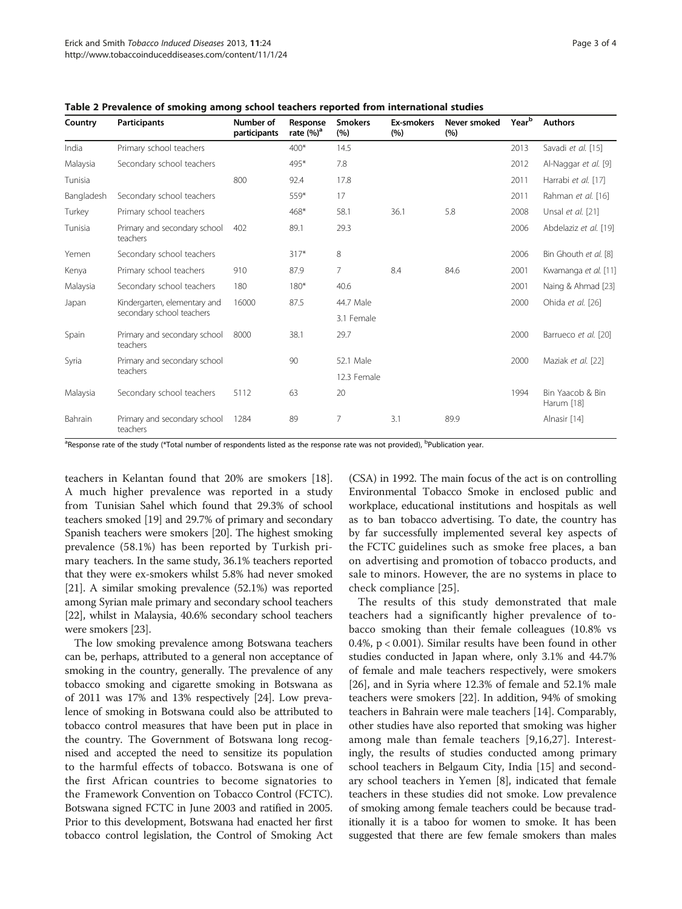**Table 2 Prevalence of smoking among school teachers reported from international studies**

| Country | Participants | Number of participants | Response rate (%)[a] | Smokers (%) | Ex-smokers (%) | Never smoked (%) | Year[b] | Authors |
|---|---|---|---|---|---|---|---|---|
| India | Primary school teachers | | 400* | 14.5 | | | 2013 | Savadi *et al.* [15] |
| Malaysia | Secondary school teachers | | 495* | 7.8 | | | 2012 | Al-Naggar *et al.* [9] |
| Tunisia | | 800 | 92.4 | 17.8 | | | 2011 | Harrabi *et al.* [17] |
| Bangladesh | Secondary school teachers | | 559* | 17 | | | 2011 | Rahman *et al.* [16] |
| Turkey | Primary school teachers | | 468* | 58.1 | 36.1 | 5.8 | 2008 | Unsal *et al.* [21] |
| Tunisia | Primary and secondary school teachers | 402 | 89.1 | 29.3 | | | 2006 | Abdelaziz *et al.* [19] |
| Yemen | Secondary school teachers | | 317* | 8 | | | 2006 | Bin Ghouth *et al.* [8] |
| Kenya | Primary school teachers | 910 | 87.9 | 7 | 8.4 | 84.6 | 2001 | Kwamanga *et al.* [11] |
| Malaysia | Secondary school teachers | 180 | 180* | 40.6 | | | 2001 | Naing & Ahmad [23] |
| Japan | Kindergarten, elementary and secondary school teachers | 16000 | 87.5 | 44.7 Male | | | 2000 | Ohida *et al.* [26] |
| | | | | 3.1 Female | | | | |
| Spain | Primary and secondary school teachers | 8000 | 38.1 | 29.7 | | | 2000 | Barrueco *et al.* [20] |
| Syria | Primary and secondary school teachers | | 90 | 52.1 Male | | | 2000 | Maziak *et al.* [22] |
| | | | | 12.3 Female | | | | |
| Malaysia | Secondary school teachers | 5112 | 63 | 20 | | | 1994 | Bin Yaacob & Bin Harum [18] |
| Bahrain | Primary and secondary school teachers | 1284 | 89 | 7 | 3.1 | 89.9 | | Alnasir [14] |

[a]Response rate of the study (*Total number of respondents listed as the response rate was not provided), [b]Publication year.

teachers in Kelantan found that 20% are smokers [18]. A much higher prevalence was reported in a study from Tunisian Sahel which found that 29.3% of school teachers smoked [19] and 29.7% of primary and secondary Spanish teachers were smokers [20]. The highest smoking prevalence (58.1%) has been reported by Turkish primary teachers. In the same study, 36.1% teachers reported that they were ex-smokers whilst 5.8% had never smoked [21]. A similar smoking prevalence (52.1%) was reported among Syrian male primary and secondary school teachers [22], whilst in Malaysia, 40.6% secondary school teachers were smokers [23].

The low smoking prevalence among Botswana teachers can be, perhaps, attributed to a general non acceptance of smoking in the country, generally. The prevalence of any tobacco smoking and cigarette smoking in Botswana as of 2011 was 17% and 13% respectively [24]. Low prevalence of smoking in Botswana could also be attributed to tobacco control measures that have been put in place in the country. The Government of Botswana long recognised and accepted the need to sensitize its population to the harmful effects of tobacco. Botswana is one of the first African countries to become signatories to the Framework Convention on Tobacco Control (FCTC). Botswana signed FCTC in June 2003 and ratified in 2005. Prior to this development, Botswana had enacted her first tobacco control legislation, the Control of Smoking Act (CSA) in 1992. The main focus of the act is on controlling Environmental Tobacco Smoke in enclosed public and workplace, educational institutions and hospitals as well as to ban tobacco advertising. To date, the country has by far successfully implemented several key aspects of the FCTC guidelines such as smoke free places, a ban on advertising and promotion of tobacco products, and sale to minors. However, the are no systems in place to check compliance [25].

The results of this study demonstrated that male teachers had a significantly higher prevalence of tobacco smoking than their female colleagues (10.8% vs 0.4%, $p < 0.001$). Similar results have been found in other studies conducted in Japan where, only 3.1% and 44.7% of female and male teachers respectively, were smokers [26], and in Syria where 12.3% of female and 52.1% male teachers were smokers [22]. In addition, 94% of smoking teachers in Bahrain were male teachers [14]. Comparably, other studies have also reported that smoking was higher among male than female teachers [9,16,27]. Interestingly, the results of studies conducted among primary school teachers in Belgaum City, India [15] and secondary school teachers in Yemen [8], indicated that female teachers in these studies did not smoke. Low prevalence of smoking among female teachers could be because traditionally it is a taboo for women to smoke. It has been suggested that there are few female smokers than males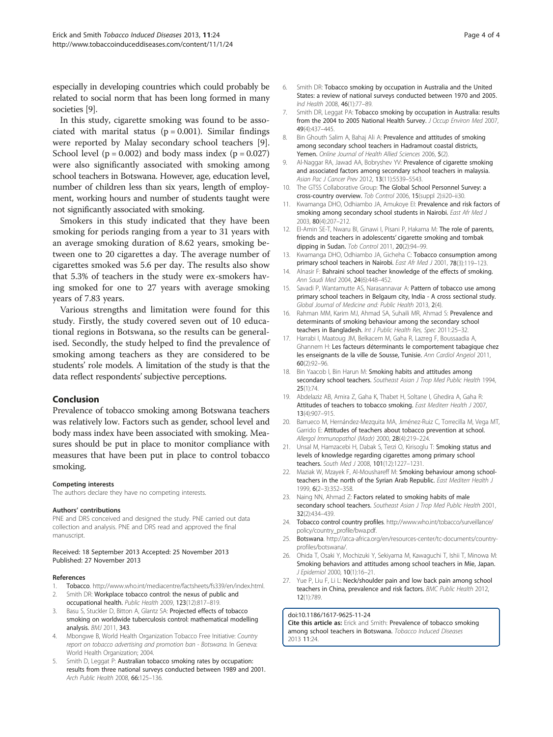especially in developing countries which could probably be related to social norm that has been long formed in many societies [9].

In this study, cigarette smoking was found to be associated with marital status ($p = 0.001$). Similar findings were reported by Malay secondary school teachers [9]. School level ($p = 0.002$) and body mass index ($p = 0.027$) were also significantly associated with smoking among school teachers in Botswana. However, age, education level, number of children less than six years, length of employment, working hours and number of students taught were not significantly associated with smoking.

Smokers in this study indicated that they have been smoking for periods ranging from a year to 31 years with an average smoking duration of 8.62 years, smoking between one to 20 cigarettes a day. The average number of cigarettes smoked was 5.6 per day. The results also show that 5.3% of teachers in the study were ex-smokers having smoked for one to 27 years with average smoking years of 7.83 years.

Various strengths and limitation were found for this study. Firstly, the study covered seven out of 10 educational regions in Botswana, so the results can be generalised. Secondly, the study helped to find the prevalence of smoking among teachers as they are considered to be students' role models. A limitation of the study is that the data reflect respondents' subjective perceptions.

## Conclusion

Prevalence of tobacco smoking among Botswana teachers was relatively low. Factors such as gender, school level and body mass index have been associated with smoking. Measures should be put in place to monitor compliance with measures that have been put in place to control tobacco smoking.

#### Competing interests

The authors declare they have no competing interests.

#### Authors' contributions

PNE and DRS conceived and designed the study. PNE carried out data collection and analysis. PNE and DRS read and approved the final manuscript.

Received: 18 September 2013 Accepted: 25 November 2013
Published: 27 November 2013

#### References

1. **Tobacco**. http://www.who.int/mediacentre/factsheets/fs339/en/index.html.
2. Smith DR: **Workplace tobacco control: the nexus of public and occupational health.** *Public Health* 2009, **123**(12):817–819.
3. Basu S, Stuckler D, Bitton A, Glantz SA: **Projected effects of tobacco smoking on worldwide tuberculosis control: mathematical modelling analysis.** *BMJ* 2011, **343**.
4. Mbongwe B, World Health Organization Tobacco Free Initiative: *Country report on tobacco advertising and promotion ban - Botswana.* In Geneva: World Health Organization; 2004.
5. Smith D, Leggat P: **Australian tobacco smoking rates by occupation: results from three national surveys conducted between 1989 and 2001.** *Arch Public Health* 2008, **66**:125–136.
6. Smith DR: **Tobacco smoking by occupation in Australia and the United States: a review of national surveys conducted between 1970 and 2005.** *Ind Health* 2008, **46**(1):77–89.
7. Smith DR, Leggat PA: **Tobacco smoking by occupation in Australia: results from the 2004 to 2005 National Health Survey.** *J Occup Environ Med* 2007, **49**(4):437–445.
8. Bin Ghouth Salim A, Bahaj Ali A: **Prevalence and attitudes of smoking among secondary school teachers in Hadramout coastal districts, Yemen.** *Online Journal of Health Allied Sciences* 2006, **5**(2).
9. Al-Naggar RA, Jawad AA, Bobryshev YV: **Prevalence of cigarette smoking and associated factors among secondary school teachers in malaysia.** *Asian Pac J Cancer Prev* 2012, **13**(11):5539–5543.
10. The GTSS Collaborative Group: **The Global School Personnel Survey: a cross-country overview.** *Tob Control* 2006, **15**(suppl 2):ii20–ii30.
11. Kwamanga DHO, Odhiambo JA, Amukoye EI: **Prevalence and risk factors of smoking among secondary school students in Nairobi.** *East Afr Med J* 2003, **80**(4):207–212.
12. El-Amin SE-T, Nwaru BI, Ginawi I, Pisani P, Hakama M: **The role of parents, friends and teachers in adolescents' cigarette smoking and tombak dipping in Sudan.** *Tob Control* 2011, **20**(2):94–99.
13. Kwamanga DHO, Odhiambo JA, Gicheha C: **Tobacco consumption among primary school teachers in Nairobi.** *East Afr Med J* 2001, **78**(3):119–123.
14. Alnasir F: **Bahraini school teacher knowledge of the effects of smoking.** *Ann Saudi Med* 2004, **24**(6):448–452.
15. Savadi P, Wantamutte AS, Narasannavar A: **Pattern of tobacco use among primary school teachers in Belgaum city, India - A cross sectional study.** *Global Journal of Medicine and: Public Health* 2013, **2**(4).
16. Rahman MM, Karim MJ, Ahmad SA, Suhaili MR, Ahmad S: **Prevalence and determinants of smoking behaviour among the secondary school teachers in Bangladesh.** *Int J Public Health Res, Spec* 2011:25–32.
17. Harrabi I, Maatoug JM, Belkacem M, Gaha R, Lazreg F, Boussaadia A, Ghannem H: **Les facteurs déterminants le comportement tabagique chez les enseignants de la ville de Sousse, Tunisie.** *Ann Cardiol Angeiol* 2011, **60**(2):92–96.
18. Bin Yaacob I, Bin Harun M: **Smoking habits and attitudes among secondary school teachers.** *Southeast Asian J Trop Med Public Health* 1994, **25**(1):74.
19. Abdelaziz AB, Amira Z, Gaha K, Thabet H, Soltane I, Ghedira A, Gaha R: **Attitudes of teachers to tobacco smoking.** *East Mediterr Health J* 2007, **13**(4):907–915.
20. Barrueco M, Hernández-Mezquita MA, Jiménez-Ruiz C, Torrecilla M, Vega MT, Garrido E: **Attitudes of teachers about tobacco prevention at school.** *Allergol Immunopathol (Madr)* 2000, **28**(4):219–224.
21. Unsal M, Hamzacebi H, Dabak S, Terzi O, Kirisoglu T: **Smoking status and levels of knowledge regarding cigarettes among primary school teachers.** *South Med J* 2008, **101**(12):1227–1231.
22. Maziak W, Mzayek F, Al-Moushareff M: **Smoking behaviour among schoolteachers in the north of the Syrian Arab Republic.** *East Mediterr Health J* 1999, **6**(2–3):352–358.
23. Naing NN, Ahmad Z: **Factors related to smoking habits of male secondary school teachers.** *Southeast Asian J Trop Med Public Health* 2001, **32**(2):434–439.
24. **Tobacco control country profiles**. http://www.who.int/tobacco/surveillance/policy/country_profile/bwa.pdf.
25. **Botswana**. http://atca-africa.org/en/resources-center/tc-documents/country-profiles/botswana/.
26. Ohida T, Osaki Y, Mochizuki Y, Sekiyama M, Kawaguchi T, Ishii T, Minowa M: **Smoking behaviors and attitudes among school teachers in Mie, Japan.** *J Epidemiol* 2000, **10**(1):16–21.
27. Yue P, Liu F, Li L: **Neck/shoulder pain and low back pain among school teachers in China, prevalence and risk factors.** *BMC Public Health* 2012, **12**(1):789.

doi:10.1186/1617-9625-11-24
**Cite this article as:** Erick and Smith: Prevalence of tobacco smoking among school teachers in Botswana. *Tobacco Induced Diseases* 2013 **11**:24.